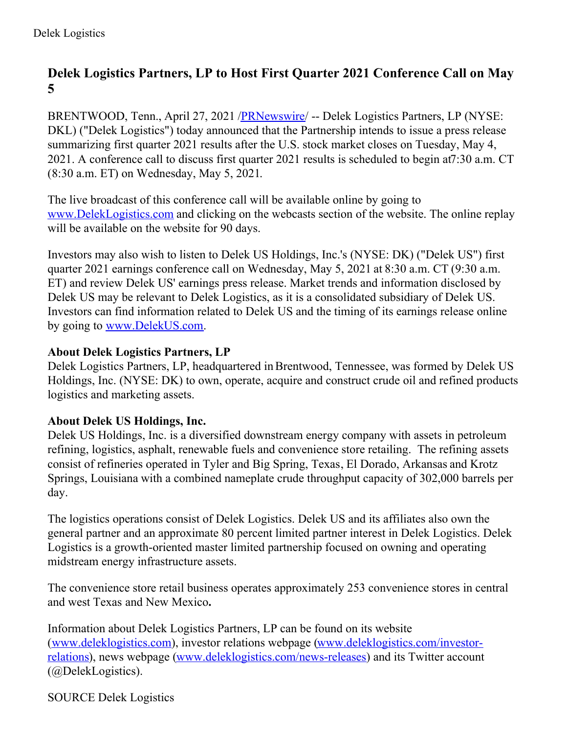Delek Logistics

# Delek Logistics Partners, LP to Host First Quarter 2021 Conference Call on May 5

BRENTWOOD, Tenn., April 27, 2021 /PRNewswire/ -- Delek Logistics Partners, LP (NYSE: DKL) ("Delek Logistics") today announced that the Partnership intends to issue a press release summarizing first quarter 2021 results after the U.S. stock market closes on Tuesday, May 4, 2021. A conference call to discuss first quarter 2021 results is scheduled to begin at7:30 a.m. CT (8:30 a.m. ET) on Wednesday, May 5, 2021.

The live broadcast of this conference call will be available online by going to www.DelekLogistics.com and clicking on the webcasts section of the website. The online replay will be available on the website for 90 days.

Investors may also wish to listen to Delek US Holdings, Inc.'s (NYSE: DK) ("Delek US") first quarter 2021 earnings conference call on Wednesday, May 5, 2021 at 8:30 a.m. CT (9:30 a.m. ET) and review Delek US' earnings press release. Market trends and information disclosed by Delek US may be relevant to Delek Logistics, as it is a consolidated subsidiary of Delek US. Investors can find information related to Delek US and the timing of its earnings release online by going to www.DelekUS.com.

**About Delek Logistics Partners, LP**
Delek Logistics Partners, LP, headquartered in Brentwood, Tennessee, was formed by Delek US Holdings, Inc. (NYSE: DK) to own, operate, acquire and construct crude oil and refined products logistics and marketing assets.

**About Delek US Holdings, Inc.**
Delek US Holdings, Inc. is a diversified downstream energy company with assets in petroleum refining, logistics, asphalt, renewable fuels and convenience store retailing. The refining assets consist of refineries operated in Tyler and Big Spring, Texas, El Dorado, Arkansas and Krotz Springs, Louisiana with a combined nameplate crude throughput capacity of 302,000 barrels per day.

The logistics operations consist of Delek Logistics. Delek US and its affiliates also own the general partner and an approximate 80 percent limited partner interest in Delek Logistics. Delek Logistics is a growth-oriented master limited partnership focused on owning and operating midstream energy infrastructure assets.

The convenience store retail business operates approximately 253 convenience stores in central and west Texas and New Mexico**.**

Information about Delek Logistics Partners, LP can be found on its website (www.deleklogistics.com), investor relations webpage (www.deleklogistics.com/investor-relations), news webpage (www.deleklogistics.com/news-releases) and its Twitter account (@DelekLogistics).

SOURCE Delek Logistics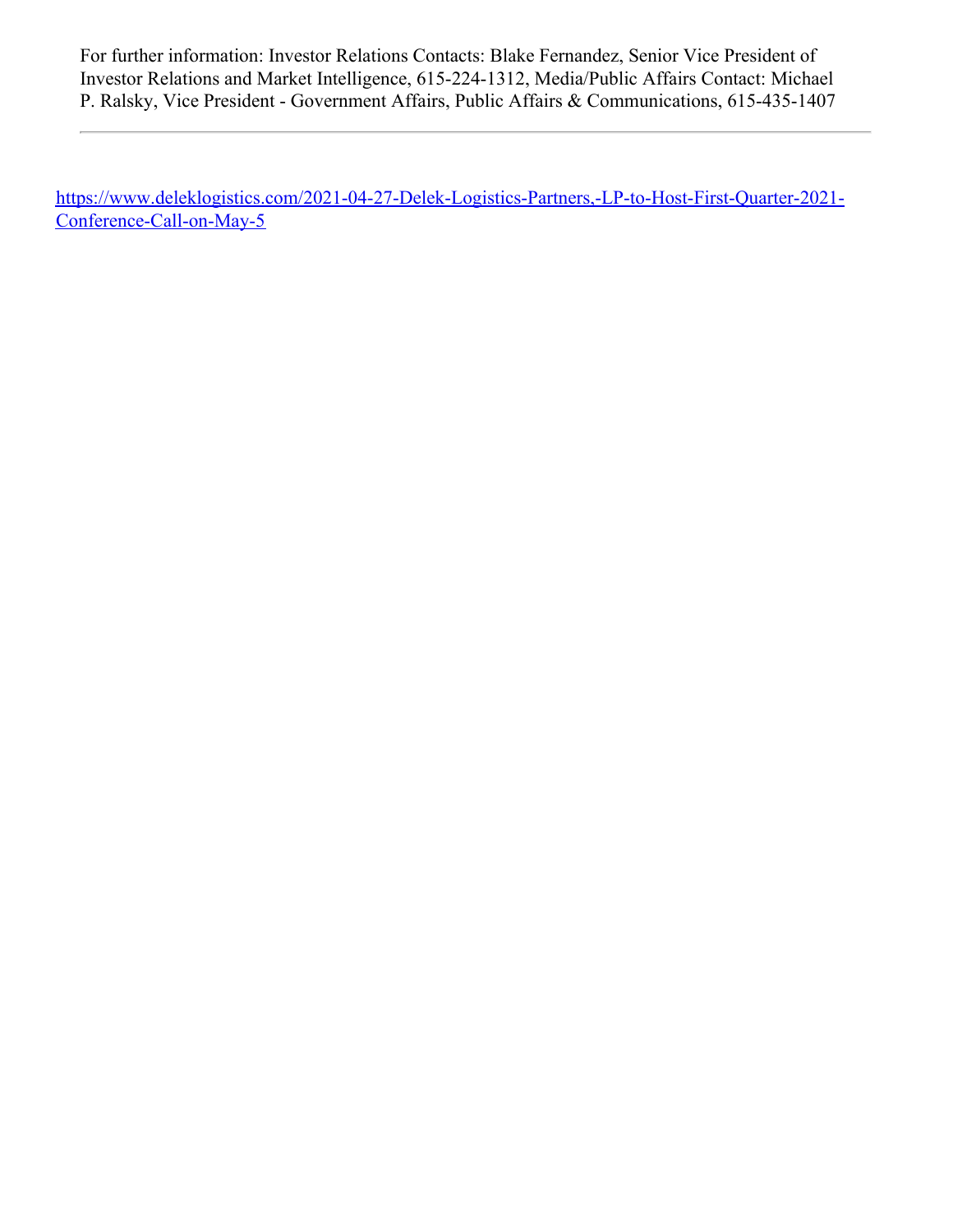For further information: Investor Relations Contacts: Blake Fernandez, Senior Vice President of Investor Relations and Market Intelligence, 615-224-1312, Media/Public Affairs Contact: Michael P. Ralsky, Vice President - Government Affairs, Public Affairs & Communications, 615-435-1407

---

https://www.deleklogistics.com/2021-04-27-Delek-Logistics-Partners,-LP-to-Host-First-Quarter-2021-Conference-Call-on-May-5